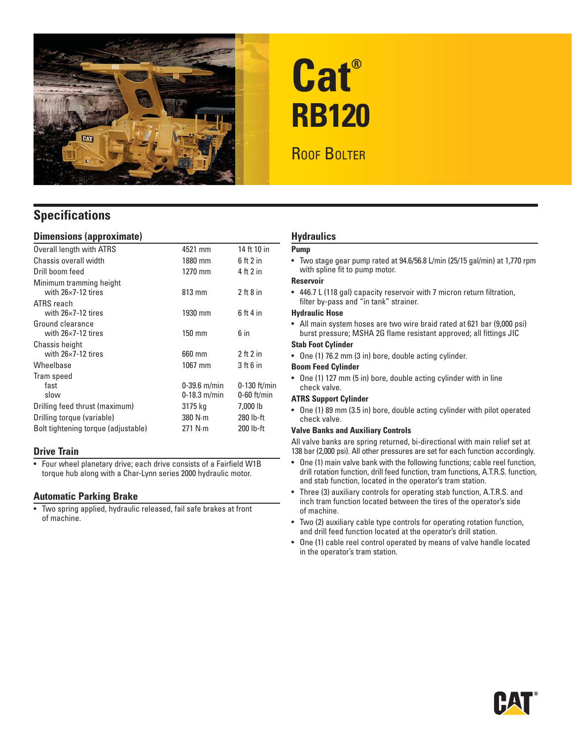# Cat® RB120

## Roof Bolter

## Specifications

### Dimensions (approximate)

| | | |
|---|---|---|
| Overall length with ATRS | 4521 mm | 14 ft 10 in |
| Chassis overall width | 1880 mm | 6 ft 2 in |
| Drill boom feed | 1270 mm | 4 ft 2 in |
| Minimum tramming height with 26×7-12 tires | 813 mm | 2 ft 8 in |
| ATRS reach with 26×7-12 tires | 1930 mm | 6 ft 4 in |
| Ground clearance with 26×7-12 tires | 150 mm | 6 in |
| Chassis height with 26×7-12 tires | 660 mm | 2 ft 2 in |
| Wheelbase | 1067 mm | 3 ft 6 in |
| Tram speed fast | 0-39.6 m/min | 0-130 ft/min |
| Tram speed slow | 0-18.3 m/min | 0-60 ft/min |
| Drilling feed thrust (maximum) | 3175 kg | 7,000 lb |
| Drilling torque (variable) | 380 N·m | 280 lb-ft |
| Bolt tightening torque (adjustable) | 271 N·m | 200 lb-ft |

### Drive Train

- Four wheel planetary drive; each drive consists of a Fairfield W1B torque hub along with a Char-Lynn series 2000 hydraulic motor.

### Automatic Parking Brake

- Two spring applied, hydraulic released, fail safe brakes at front of machine.

### Hydraulics

**Pump**

- Two stage gear pump rated at 94.6/56.8 L/min (25/15 gal/min) at 1,770 rpm with spline fit to pump motor.

**Reservoir**

- 446.7 L (118 gal) capacity reservoir with 7 micron return filtration, filter by-pass and "in tank" strainer.

**Hydraulic Hose**

- All main system hoses are two wire braid rated at 621 bar (9,000 psi) burst pressure; MSHA 2G flame resistant approved; all fittings JIC

**Stab Foot Cylinder**

- One (1) 76.2 mm (3 in) bore, double acting cylinder.

**Boom Feed Cylinder**

- One (1) 127 mm (5 in) bore, double acting cylinder with in line check valve.

**ATRS Support Cylinder**

- One (1) 89 mm (3.5 in) bore, double acting cylinder with pilot operated check valve.

**Valve Banks and Auxiliary Controls**

All valve banks are spring returned, bi-directional with main relief set at 138 bar (2,000 psi). All other pressures are set for each function accordingly.

- One (1) main valve bank with the following functions; cable reel function, drill rotation function, drill feed function, tram functions, A.T.R.S. function, and stab function, located in the operator's tram station.
- Three (3) auxiliary controls for operating stab function, A.T.R.S. and inch tram function located between the tires of the operator's side of machine.
- Two (2) auxiliary cable type controls for operating rotation function, and drill feed function located at the operator's drill station.
- One (1) cable reel control operated by means of valve handle located in the operator's tram station.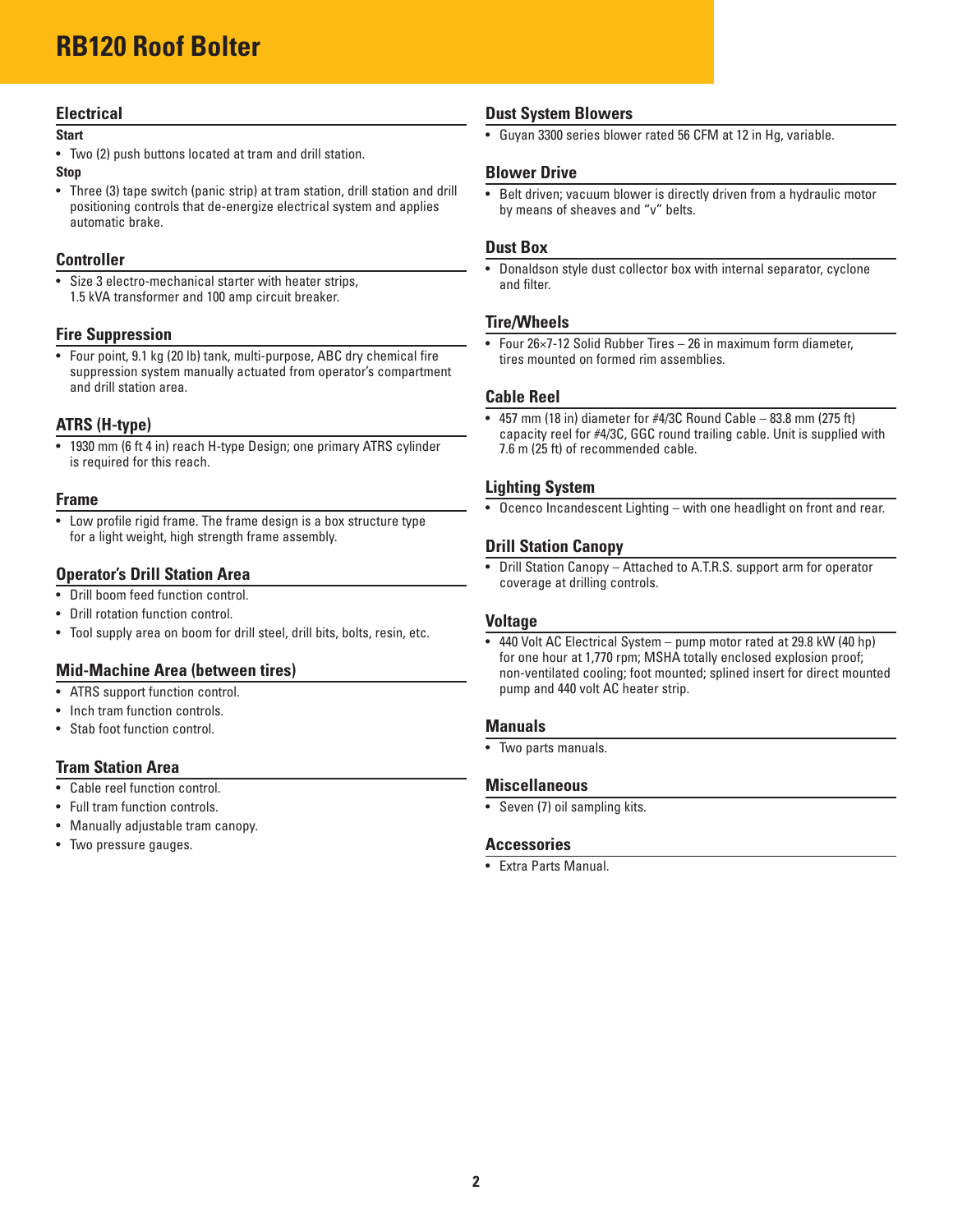# RB120 Roof Bolter

## Electrical

### Start

- Two (2) push buttons located at tram and drill station.

### Stop

- Three (3) tape switch (panic strip) at tram station, drill station and drill positioning controls that de-energize electrical system and applies automatic brake.

## Controller

- Size 3 electro-mechanical starter with heater strips, 1.5 kVA transformer and 100 amp circuit breaker.

## Fire Suppression

- Four point, 9.1 kg (20 lb) tank, multi-purpose, ABC dry chemical fire suppression system manually actuated from operator's compartment and drill station area.

## ATRS (H-type)

- 1930 mm (6 ft 4 in) reach H-type Design; one primary ATRS cylinder is required for this reach.

## Frame

- Low profile rigid frame. The frame design is a box structure type for a light weight, high strength frame assembly.

## Operator's Drill Station Area

- Drill boom feed function control.
- Drill rotation function control.
- Tool supply area on boom for drill steel, drill bits, bolts, resin, etc.

## Mid-Machine Area (between tires)

- ATRS support function control.
- Inch tram function controls.
- Stab foot function control.

## Tram Station Area

- Cable reel function control.
- Full tram function controls.
- Manually adjustable tram canopy.
- Two pressure gauges.

## Dust System Blowers

- Guyan 3300 series blower rated 56 CFM at 12 in Hg, variable.

## Blower Drive

- Belt driven; vacuum blower is directly driven from a hydraulic motor by means of sheaves and "v" belts.

## Dust Box

- Donaldson style dust collector box with internal separator, cyclone and filter.

## Tire/Wheels

- Four 26×7-12 Solid Rubber Tires – 26 in maximum form diameter, tires mounted on formed rim assemblies.

## Cable Reel

- 457 mm (18 in) diameter for #4/3C Round Cable – 83.8 mm (275 ft) capacity reel for #4/3C, GGC round trailing cable. Unit is supplied with 7.6 m (25 ft) of recommended cable.

## Lighting System

- Ocenco Incandescent Lighting – with one headlight on front and rear.

## Drill Station Canopy

- Drill Station Canopy – Attached to A.T.R.S. support arm for operator coverage at drilling controls.

## Voltage

- 440 Volt AC Electrical System – pump motor rated at 29.8 kW (40 hp) for one hour at 1,770 rpm; MSHA totally enclosed explosion proof; non-ventilated cooling; foot mounted; splined insert for direct mounted pump and 440 volt AC heater strip.

## Manuals

- Two parts manuals.

## Miscellaneous

- Seven (7) oil sampling kits.

## Accessories

- Extra Parts Manual.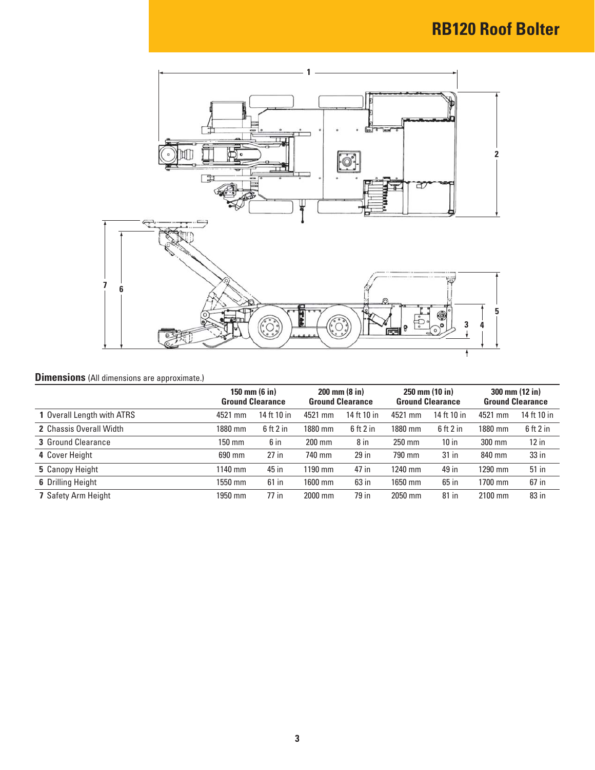# RB120 Roof Bolter

## Dimensions (All dimensions are approximate.)

| | 150 mm (6 in) Ground Clearance | | 200 mm (8 in) Ground Clearance | | 250 mm (10 in) Ground Clearance | | 300 mm (12 in) Ground Clearance | |
|---|---|---|---|---|---|---|---|---|
| **1** Overall Length with ATRS | 4521 mm | 14 ft 10 in | 4521 mm | 14 ft 10 in | 4521 mm | 14 ft 10 in | 4521 mm | 14 ft 10 in |
| **2** Chassis Overall Width | 1880 mm | 6 ft 2 in | 1880 mm | 6 ft 2 in | 1880 mm | 6 ft 2 in | 1880 mm | 6 ft 2 in |
| **3** Ground Clearance | 150 mm | 6 in | 200 mm | 8 in | 250 mm | 10 in | 300 mm | 12 in |
| **4** Cover Height | 690 mm | 27 in | 740 mm | 29 in | 790 mm | 31 in | 840 mm | 33 in |
| **5** Canopy Height | 1140 mm | 45 in | 1190 mm | 47 in | 1240 mm | 49 in | 1290 mm | 51 in |
| **6** Drilling Height | 1550 mm | 61 in | 1600 mm | 63 in | 1650 mm | 65 in | 1700 mm | 67 in |
| **7** Safety Arm Height | 1950 mm | 77 in | 2000 mm | 79 in | 2050 mm | 81 in | 2100 mm | 83 in |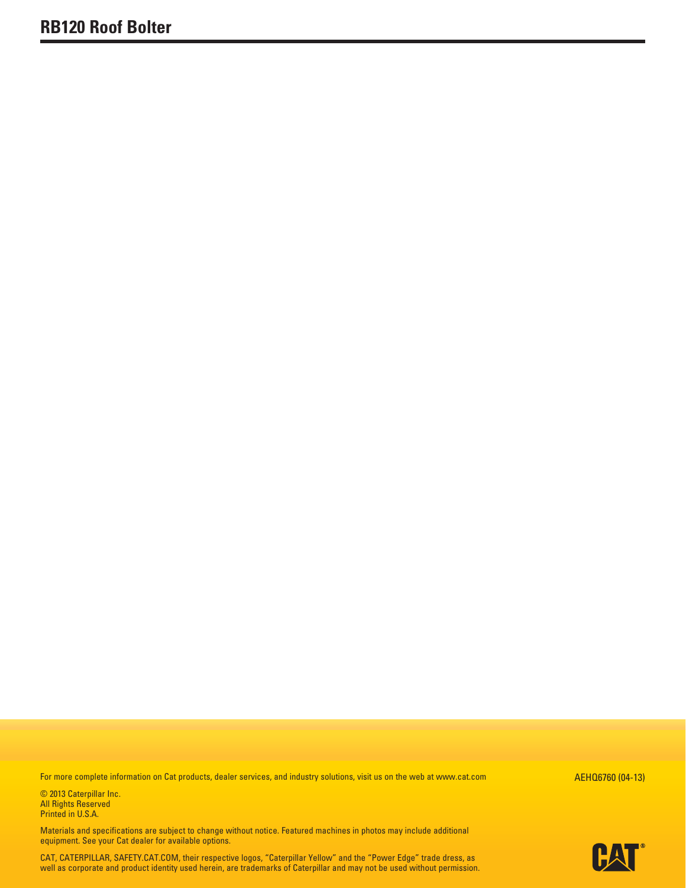For more complete information on Cat products, dealer services, and industry solutions, visit us on the web at www.cat.com

AEHQ6760 (04-13)

© 2013 Caterpillar Inc.
All Rights Reserved
Printed in U.S.A.

Materials and specifications are subject to change without notice. Featured machines in photos may include additional equipment. See your Cat dealer for available options.

CAT, CATERPILLAR, SAFETY.CAT.COM, their respective logos, "Caterpillar Yellow" and the "Power Edge" trade dress, as well as corporate and product identity used herein, are trademarks of Caterpillar and may not be used without permission.